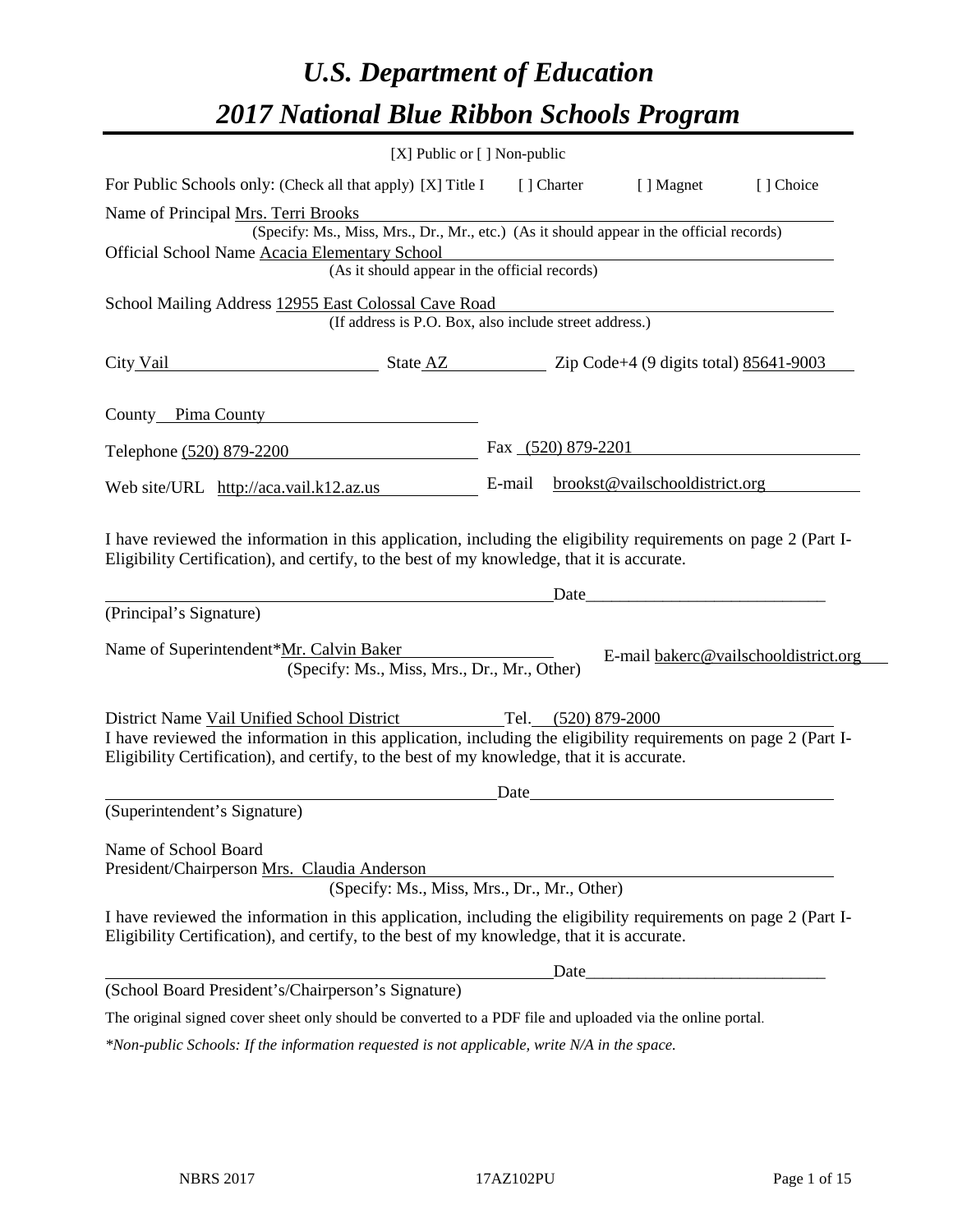# *U.S. Department of Education*
# *2017 National Blue Ribbon Schools Program*

[X] Public or [ ] Non-public

For Public Schools only: (Check all that apply) [X] Title I [ ] Charter [ ] Magnet [ ] Choice

Name of Principal Mrs. Terri Brooks
(Specify: Ms., Miss, Mrs., Dr., Mr., etc.) (As it should appear in the official records)

Official School Name Acacia Elementary School
(As it should appear in the official records)

School Mailing Address 12955 East Colossal Cave Road
(If address is P.O. Box, also include street address.)

City Vail State AZ Zip Code+4 (9 digits total) 85641-9003

County Pima County

Telephone (520) 879-2200 Fax (520) 879-2201

Web site/URL http://aca.vail.k12.az.us E-mail brookst@vailschooldistrict.org

I have reviewed the information in this application, including the eligibility requirements on page 2 (Part I-Eligibility Certification), and certify, to the best of my knowledge, that it is accurate.

_________________________________________ Date___________________________
(Principal's Signature)

Name of Superintendent*Mr. Calvin Baker E-mail bakerc@vailschooldistrict.org
(Specify: Ms., Miss, Mrs., Dr., Mr., Other)

District Name Vail Unified School District Tel. (520) 879-2000

I have reviewed the information in this application, including the eligibility requirements on page 2 (Part I-Eligibility Certification), and certify, to the best of my knowledge, that it is accurate.

_________________________________________ Date___________________________
(Superintendent's Signature)

Name of School Board
President/Chairperson Mrs. Claudia Anderson
(Specify: Ms., Miss, Mrs., Dr., Mr., Other)

I have reviewed the information in this application, including the eligibility requirements on page 2 (Part I-Eligibility Certification), and certify, to the best of my knowledge, that it is accurate.

_________________________________________ Date___________________________
(School Board President's/Chairperson's Signature)

The original signed cover sheet only should be converted to a PDF file and uploaded via the online portal.

*\*Non-public Schools: If the information requested is not applicable, write N/A in the space.*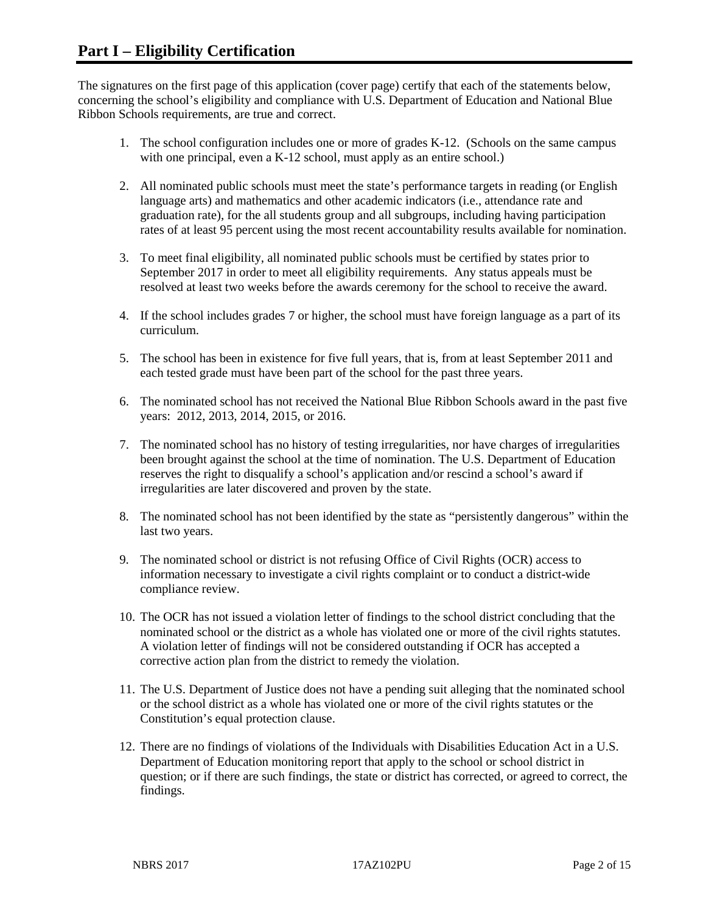# Part I – Eligibility Certification

The signatures on the first page of this application (cover page) certify that each of the statements below, concerning the school's eligibility and compliance with U.S. Department of Education and National Blue Ribbon Schools requirements, are true and correct.

1. The school configuration includes one or more of grades K-12. (Schools on the same campus with one principal, even a K-12 school, must apply as an entire school.)

2. All nominated public schools must meet the state's performance targets in reading (or English language arts) and mathematics and other academic indicators (i.e., attendance rate and graduation rate), for the all students group and all subgroups, including having participation rates of at least 95 percent using the most recent accountability results available for nomination.

3. To meet final eligibility, all nominated public schools must be certified by states prior to September 2017 in order to meet all eligibility requirements. Any status appeals must be resolved at least two weeks before the awards ceremony for the school to receive the award.

4. If the school includes grades 7 or higher, the school must have foreign language as a part of its curriculum.

5. The school has been in existence for five full years, that is, from at least September 2011 and each tested grade must have been part of the school for the past three years.

6. The nominated school has not received the National Blue Ribbon Schools award in the past five years: 2012, 2013, 2014, 2015, or 2016.

7. The nominated school has no history of testing irregularities, nor have charges of irregularities been brought against the school at the time of nomination. The U.S. Department of Education reserves the right to disqualify a school's application and/or rescind a school's award if irregularities are later discovered and proven by the state.

8. The nominated school has not been identified by the state as "persistently dangerous" within the last two years.

9. The nominated school or district is not refusing Office of Civil Rights (OCR) access to information necessary to investigate a civil rights complaint or to conduct a district-wide compliance review.

10. The OCR has not issued a violation letter of findings to the school district concluding that the nominated school or the district as a whole has violated one or more of the civil rights statutes. A violation letter of findings will not be considered outstanding if OCR has accepted a corrective action plan from the district to remedy the violation.

11. The U.S. Department of Justice does not have a pending suit alleging that the nominated school or the school district as a whole has violated one or more of the civil rights statutes or the Constitution's equal protection clause.

12. There are no findings of violations of the Individuals with Disabilities Education Act in a U.S. Department of Education monitoring report that apply to the school or school district in question; or if there are such findings, the state or district has corrected, or agreed to correct, the findings.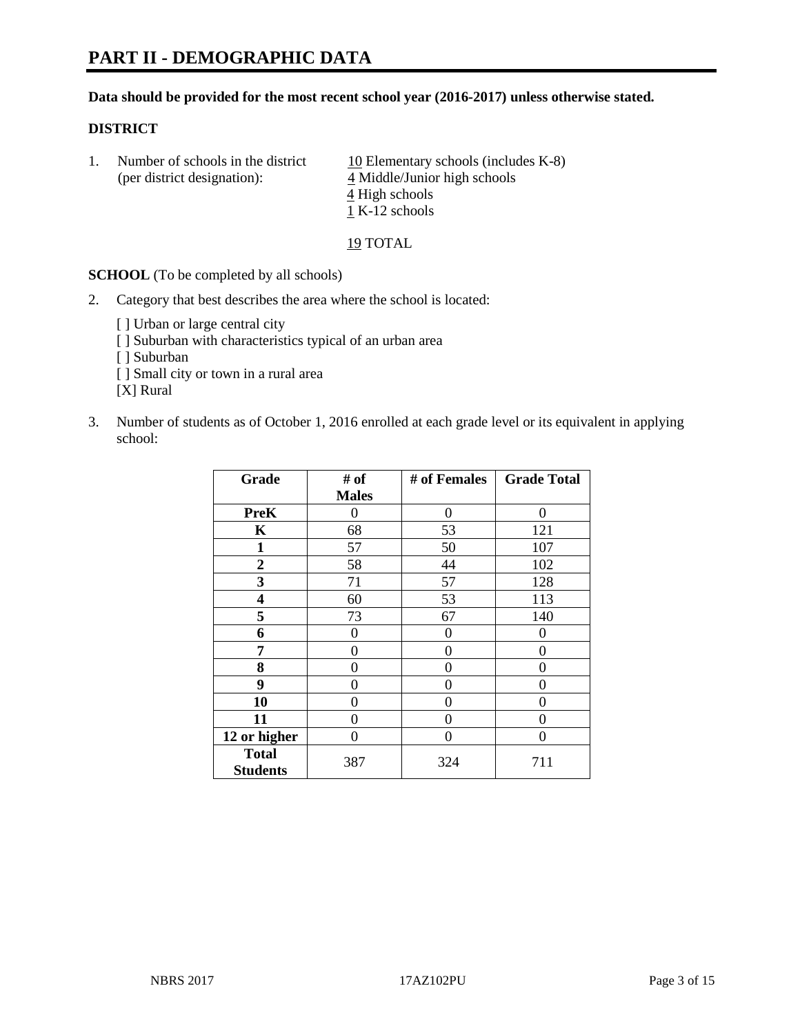# PART II - DEMOGRAPHIC DATA

**Data should be provided for the most recent school year (2016-2017) unless otherwise stated.**

**DISTRICT**

1. Number of schools in the district (per district designation):
   10 Elementary schools (includes K-8)
   4 Middle/Junior high schools
   4 High schools
   1 K-12 schools

   19 TOTAL

**SCHOOL** (To be completed by all schools)

2. Category that best describes the area where the school is located:

   [ ] Urban or large central city
   [ ] Suburban with characteristics typical of an urban area
   [ ] Suburban
   [ ] Small city or town in a rural area
   [X] Rural

3. Number of students as of October 1, 2016 enrolled at each grade level or its equivalent in applying school:

| Grade | # of Males | # of Females | Grade Total |
|---|---|---|---|
| **PreK** | 0 | 0 | 0 |
| **K** | 68 | 53 | 121 |
| **1** | 57 | 50 | 107 |
| **2** | 58 | 44 | 102 |
| **3** | 71 | 57 | 128 |
| **4** | 60 | 53 | 113 |
| **5** | 73 | 67 | 140 |
| **6** | 0 | 0 | 0 |
| **7** | 0 | 0 | 0 |
| **8** | 0 | 0 | 0 |
| **9** | 0 | 0 | 0 |
| **10** | 0 | 0 | 0 |
| **11** | 0 | 0 | 0 |
| **12 or higher** | 0 | 0 | 0 |
| **Total Students** | 387 | 324 | 711 |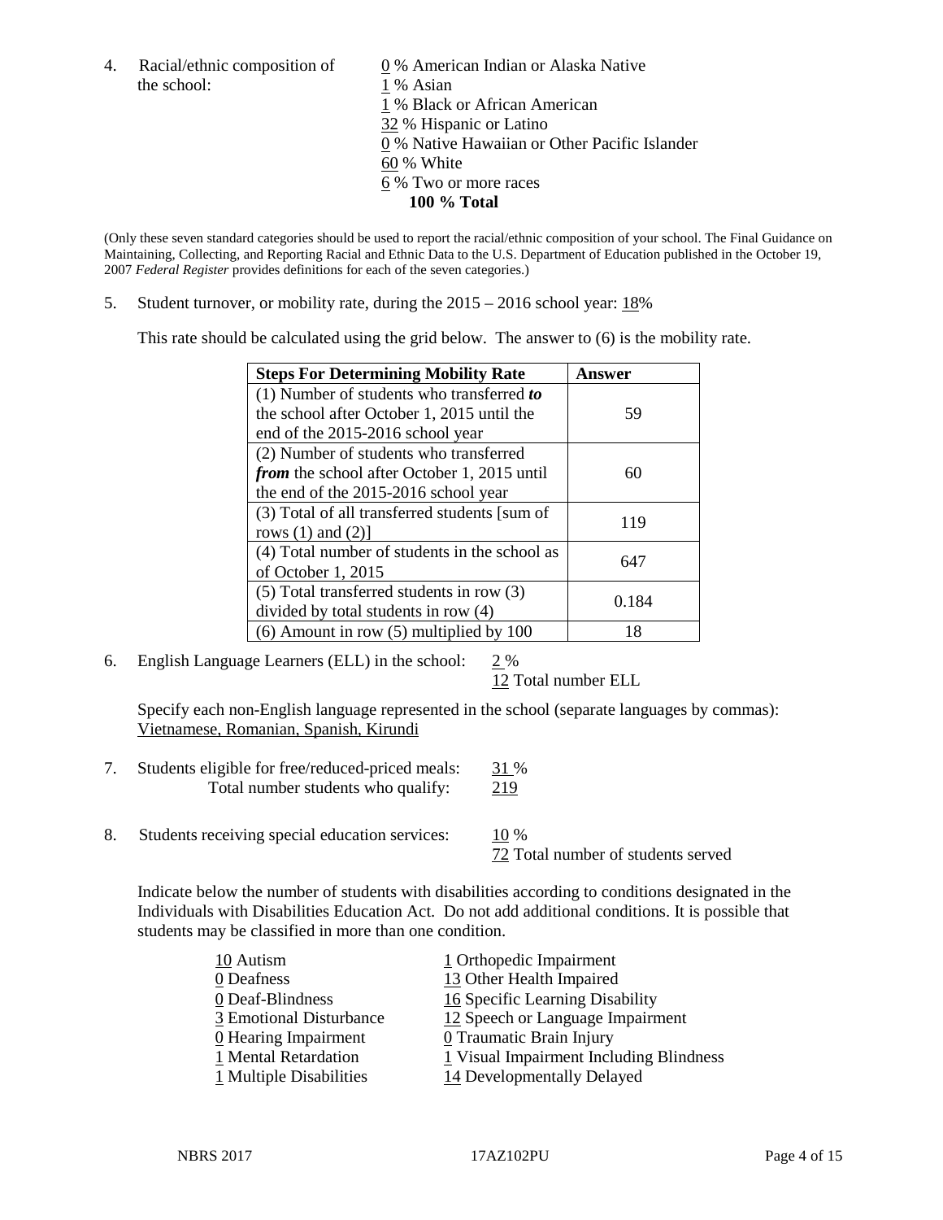4. Racial/ethnic composition of the school:

   0 % American Indian or Alaska Native
   1 % Asian
   1 % Black or African American
   32 % Hispanic or Latino
   0 % Native Hawaiian or Other Pacific Islander
   60 % White
   6 % Two or more races
   **100 % Total**

(Only these seven standard categories should be used to report the racial/ethnic composition of your school. The Final Guidance on Maintaining, Collecting, and Reporting Racial and Ethnic Data to the U.S. Department of Education published in the October 19, 2007 *Federal Register* provides definitions for each of the seven categories.)

5. Student turnover, or mobility rate, during the 2015 – 2016 school year: 18%

   This rate should be calculated using the grid below. The answer to (6) is the mobility rate.

| **Steps For Determining Mobility Rate** | **Answer** |
|---|---|
| (1) Number of students who transferred ***to*** the school after October 1, 2015 until the end of the 2015-2016 school year | 59 |
| (2) Number of students who transferred ***from*** the school after October 1, 2015 until the end of the 2015-2016 school year | 60 |
| (3) Total of all transferred students [sum of rows (1) and (2)] | 119 |
| (4) Total number of students in the school as of October 1, 2015 | 647 |
| (5) Total transferred students in row (3) divided by total students in row (4) | 0.184 |
| (6) Amount in row (5) multiplied by 100 | 18 |

6. English Language Learners (ELL) in the school: 2 %
   12 Total number ELL

   Specify each non-English language represented in the school (separate languages by commas): Vietnamese, Romanian, Spanish, Kirundi

7. Students eligible for free/reduced-priced meals: 31 %
   Total number students who qualify: 219

8. Students receiving special education services: 10 %
   72 Total number of students served

   Indicate below the number of students with disabilities according to conditions designated in the Individuals with Disabilities Education Act. Do not add additional conditions. It is possible that students may be classified in more than one condition.

   10 Autism
   0 Deafness
   0 Deaf-Blindness
   3 Emotional Disturbance
   0 Hearing Impairment
   1 Mental Retardation
   1 Multiple Disabilities
   1 Orthopedic Impairment
   13 Other Health Impaired
   16 Specific Learning Disability
   12 Speech or Language Impairment
   0 Traumatic Brain Injury
   1 Visual Impairment Including Blindness
   14 Developmentally Delayed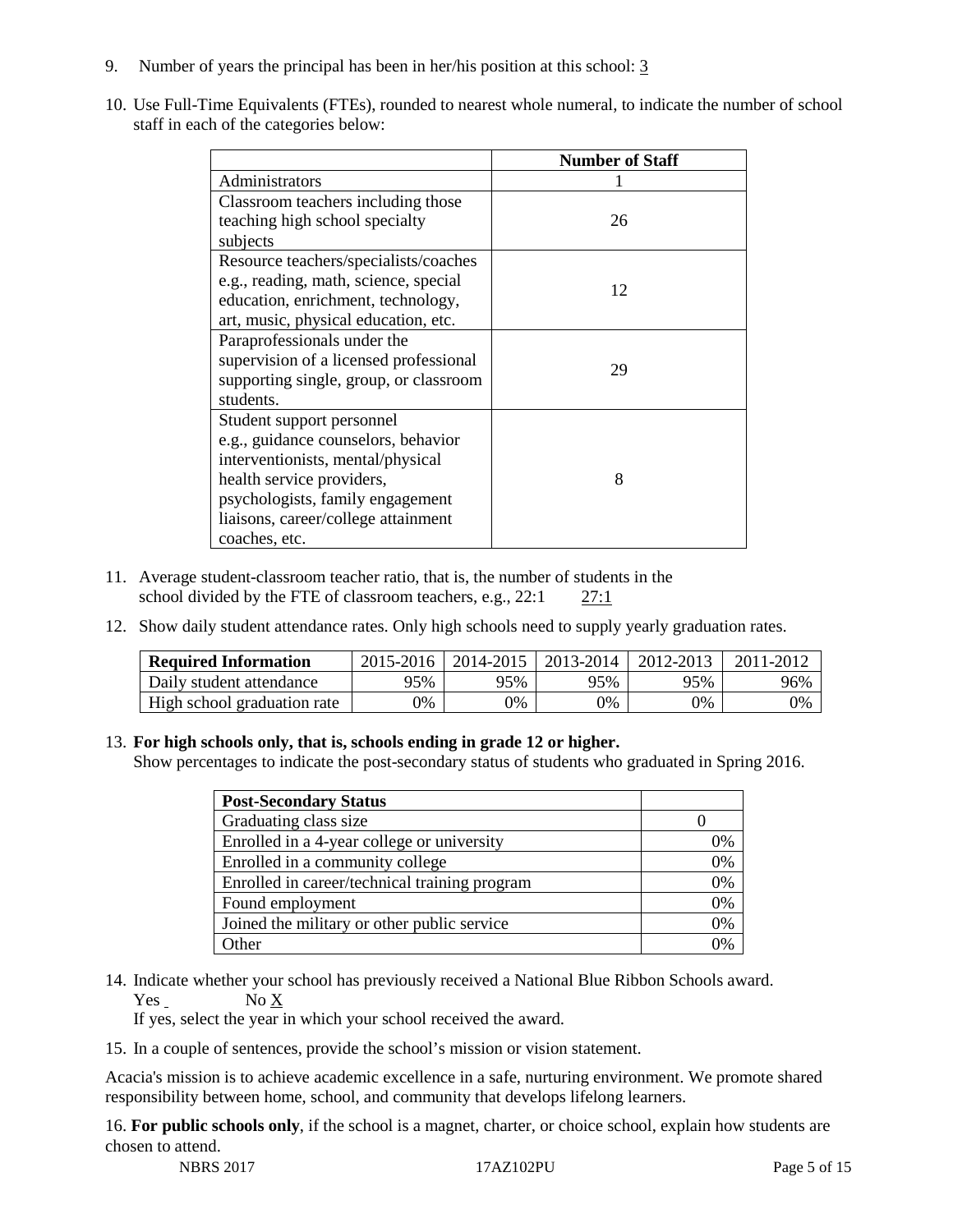9. Number of years the principal has been in her/his position at this school: 3

10. Use Full-Time Equivalents (FTEs), rounded to nearest whole numeral, to indicate the number of school staff in each of the categories below:

| | Number of Staff |
|---|---|
| Administrators | 1 |
| Classroom teachers including those teaching high school specialty subjects | 26 |
| Resource teachers/specialists/coaches e.g., reading, math, science, special education, enrichment, technology, art, music, physical education, etc. | 12 |
| Paraprofessionals under the supervision of a licensed professional supporting single, group, or classroom students. | 29 |
| Student support personnel e.g., guidance counselors, behavior interventionists, mental/physical health service providers, psychologists, family engagement liaisons, career/college attainment coaches, etc. | 8 |

11. Average student-classroom teacher ratio, that is, the number of students in the school divided by the FTE of classroom teachers, e.g., 22:1 27:1

12. Show daily student attendance rates. Only high schools need to supply yearly graduation rates.

| Required Information | 2015-2016 | 2014-2015 | 2013-2014 | 2012-2013 | 2011-2012 |
|---|---|---|---|---|---|
| Daily student attendance | 95% | 95% | 95% | 95% | 96% |
| High school graduation rate | 0% | 0% | 0% | 0% | 0% |

13. **For high schools only, that is, schools ending in grade 12 or higher.**
Show percentages to indicate the post-secondary status of students who graduated in Spring 2016.

| Post-Secondary Status | |
|---|---|
| Graduating class size | 0 |
| Enrolled in a 4-year college or university | 0% |
| Enrolled in a community college | 0% |
| Enrolled in career/technical training program | 0% |
| Found employment | 0% |
| Joined the military or other public service | 0% |
| Other | 0% |

14. Indicate whether your school has previously received a National Blue Ribbon Schools award.
Yes No X
If yes, select the year in which your school received the award.

15. In a couple of sentences, provide the school's mission or vision statement.

Acacia's mission is to achieve academic excellence in a safe, nurturing environment. We promote shared responsibility between home, school, and community that develops lifelong learners.

16. **For public schools only**, if the school is a magnet, charter, or choice school, explain how students are chosen to attend.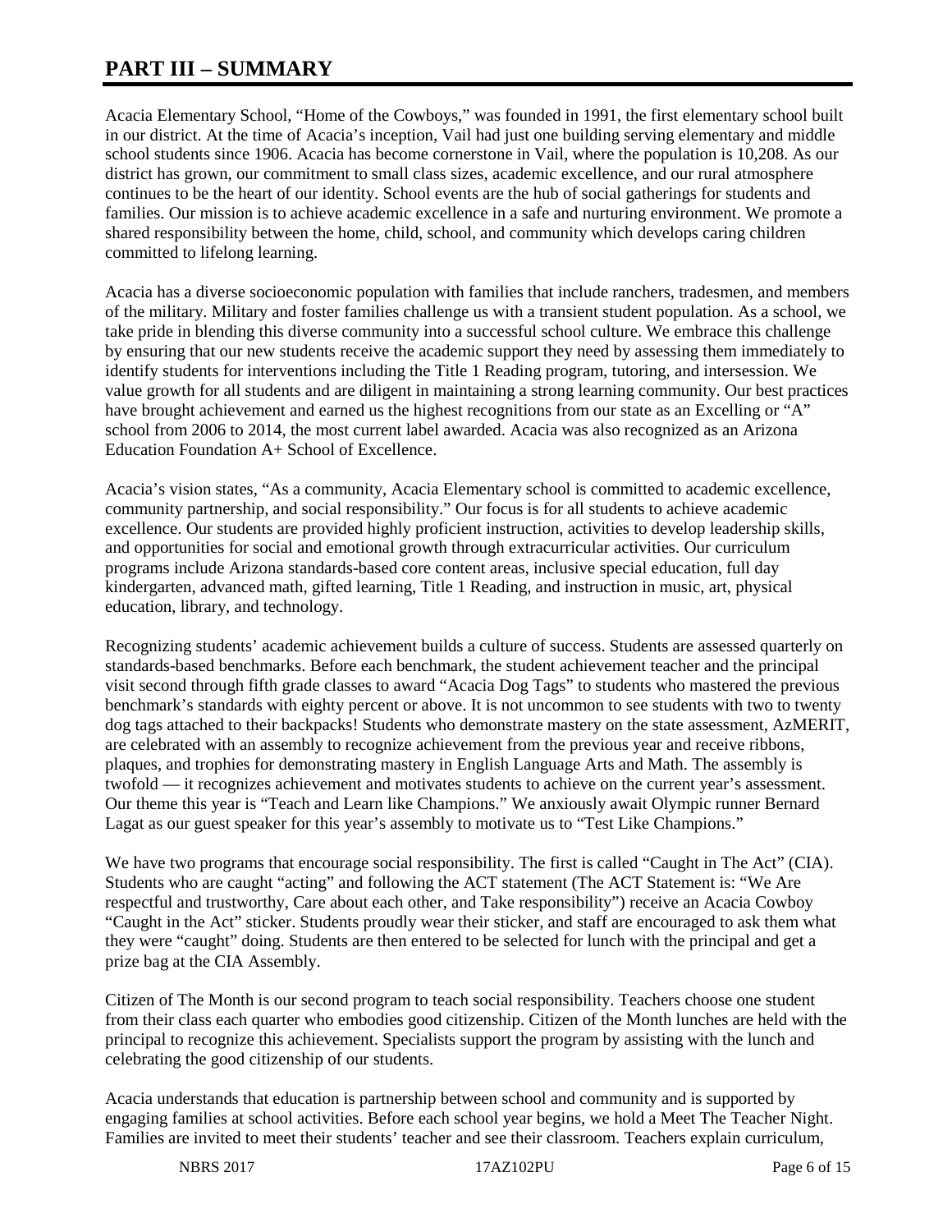# PART III – SUMMARY

Acacia Elementary School, "Home of the Cowboys," was founded in 1991, the first elementary school built in our district. At the time of Acacia's inception, Vail had just one building serving elementary and middle school students since 1906. Acacia has become cornerstone in Vail, where the population is 10,208. As our district has grown, our commitment to small class sizes, academic excellence, and our rural atmosphere continues to be the heart of our identity. School events are the hub of social gatherings for students and families. Our mission is to achieve academic excellence in a safe and nurturing environment. We promote a shared responsibility between the home, child, school, and community which develops caring children committed to lifelong learning.

Acacia has a diverse socioeconomic population with families that include ranchers, tradesmen, and members of the military. Military and foster families challenge us with a transient student population. As a school, we take pride in blending this diverse community into a successful school culture. We embrace this challenge by ensuring that our new students receive the academic support they need by assessing them immediately to identify students for interventions including the Title 1 Reading program, tutoring, and intersession. We value growth for all students and are diligent in maintaining a strong learning community. Our best practices have brought achievement and earned us the highest recognitions from our state as an Excelling or "A" school from 2006 to 2014, the most current label awarded. Acacia was also recognized as an Arizona Education Foundation A+ School of Excellence.

Acacia's vision states, "As a community, Acacia Elementary school is committed to academic excellence, community partnership, and social responsibility." Our focus is for all students to achieve academic excellence. Our students are provided highly proficient instruction, activities to develop leadership skills, and opportunities for social and emotional growth through extracurricular activities. Our curriculum programs include Arizona standards-based core content areas, inclusive special education, full day kindergarten, advanced math, gifted learning, Title 1 Reading, and instruction in music, art, physical education, library, and technology.

Recognizing students' academic achievement builds a culture of success. Students are assessed quarterly on standards-based benchmarks. Before each benchmark, the student achievement teacher and the principal visit second through fifth grade classes to award "Acacia Dog Tags" to students who mastered the previous benchmark's standards with eighty percent or above. It is not uncommon to see students with two to twenty dog tags attached to their backpacks! Students who demonstrate mastery on the state assessment, AzMERIT, are celebrated with an assembly to recognize achievement from the previous year and receive ribbons, plaques, and trophies for demonstrating mastery in English Language Arts and Math. The assembly is twofold — it recognizes achievement and motivates students to achieve on the current year's assessment. Our theme this year is "Teach and Learn like Champions." We anxiously await Olympic runner Bernard Lagat as our guest speaker for this year's assembly to motivate us to "Test Like Champions."

We have two programs that encourage social responsibility. The first is called "Caught in The Act" (CIA). Students who are caught "acting" and following the ACT statement (The ACT Statement is: "We Are respectful and trustworthy, Care about each other, and Take responsibility") receive an Acacia Cowboy "Caught in the Act" sticker. Students proudly wear their sticker, and staff are encouraged to ask them what they were "caught" doing. Students are then entered to be selected for lunch with the principal and get a prize bag at the CIA Assembly.

Citizen of The Month is our second program to teach social responsibility. Teachers choose one student from their class each quarter who embodies good citizenship. Citizen of the Month lunches are held with the principal to recognize this achievement. Specialists support the program by assisting with the lunch and celebrating the good citizenship of our students.

Acacia understands that education is partnership between school and community and is supported by engaging families at school activities. Before each school year begins, we hold a Meet The Teacher Night. Families are invited to meet their students' teacher and see their classroom. Teachers explain curriculum,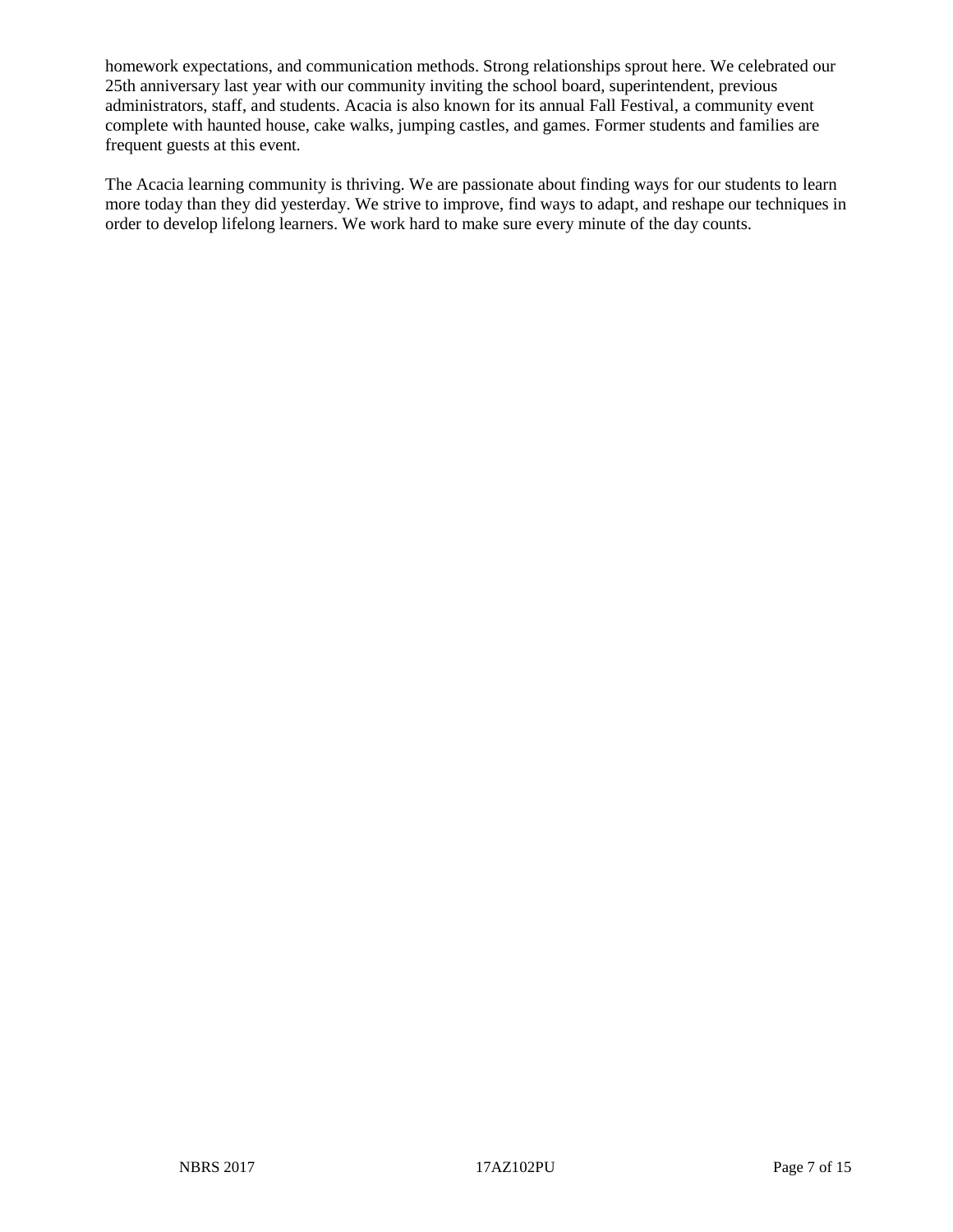homework expectations, and communication methods. Strong relationships sprout here. We celebrated our 25th anniversary last year with our community inviting the school board, superintendent, previous administrators, staff, and students. Acacia is also known for its annual Fall Festival, a community event complete with haunted house, cake walks, jumping castles, and games. Former students and families are frequent guests at this event.

The Acacia learning community is thriving. We are passionate about finding ways for our students to learn more today than they did yesterday. We strive to improve, find ways to adapt, and reshape our techniques in order to develop lifelong learners. We work hard to make sure every minute of the day counts.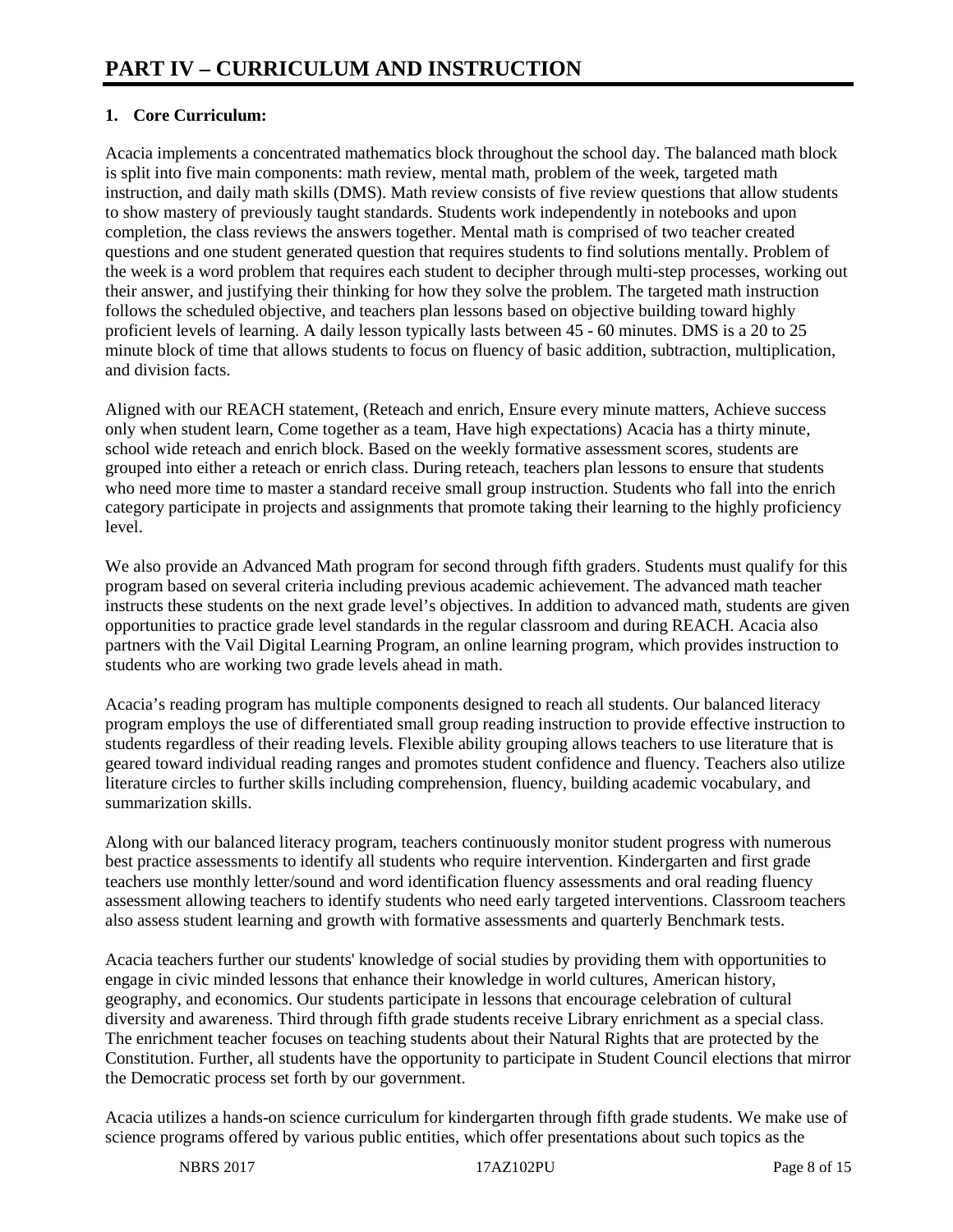# PART IV – CURRICULUM AND INSTRUCTION

**1. Core Curriculum:**

Acacia implements a concentrated mathematics block throughout the school day. The balanced math block is split into five main components: math review, mental math, problem of the week, targeted math instruction, and daily math skills (DMS). Math review consists of five review questions that allow students to show mastery of previously taught standards. Students work independently in notebooks and upon completion, the class reviews the answers together. Mental math is comprised of two teacher created questions and one student generated question that requires students to find solutions mentally. Problem of the week is a word problem that requires each student to decipher through multi-step processes, working out their answer, and justifying their thinking for how they solve the problem. The targeted math instruction follows the scheduled objective, and teachers plan lessons based on objective building toward highly proficient levels of learning. A daily lesson typically lasts between 45 - 60 minutes. DMS is a 20 to 25 minute block of time that allows students to focus on fluency of basic addition, subtraction, multiplication, and division facts.

Aligned with our REACH statement, (Reteach and enrich, Ensure every minute matters, Achieve success only when student learn, Come together as a team, Have high expectations) Acacia has a thirty minute, school wide reteach and enrich block. Based on the weekly formative assessment scores, students are grouped into either a reteach or enrich class. During reteach, teachers plan lessons to ensure that students who need more time to master a standard receive small group instruction. Students who fall into the enrich category participate in projects and assignments that promote taking their learning to the highly proficiency level.

We also provide an Advanced Math program for second through fifth graders. Students must qualify for this program based on several criteria including previous academic achievement. The advanced math teacher instructs these students on the next grade level's objectives. In addition to advanced math, students are given opportunities to practice grade level standards in the regular classroom and during REACH. Acacia also partners with the Vail Digital Learning Program, an online learning program, which provides instruction to students who are working two grade levels ahead in math.

Acacia's reading program has multiple components designed to reach all students. Our balanced literacy program employs the use of differentiated small group reading instruction to provide effective instruction to students regardless of their reading levels. Flexible ability grouping allows teachers to use literature that is geared toward individual reading ranges and promotes student confidence and fluency. Teachers also utilize literature circles to further skills including comprehension, fluency, building academic vocabulary, and summarization skills.

Along with our balanced literacy program, teachers continuously monitor student progress with numerous best practice assessments to identify all students who require intervention. Kindergarten and first grade teachers use monthly letter/sound and word identification fluency assessments and oral reading fluency assessment allowing teachers to identify students who need early targeted interventions. Classroom teachers also assess student learning and growth with formative assessments and quarterly Benchmark tests.

Acacia teachers further our students' knowledge of social studies by providing them with opportunities to engage in civic minded lessons that enhance their knowledge in world cultures, American history, geography, and economics. Our students participate in lessons that encourage celebration of cultural diversity and awareness. Third through fifth grade students receive Library enrichment as a special class. The enrichment teacher focuses on teaching students about their Natural Rights that are protected by the Constitution. Further, all students have the opportunity to participate in Student Council elections that mirror the Democratic process set forth by our government.

Acacia utilizes a hands-on science curriculum for kindergarten through fifth grade students. We make use of science programs offered by various public entities, which offer presentations about such topics as the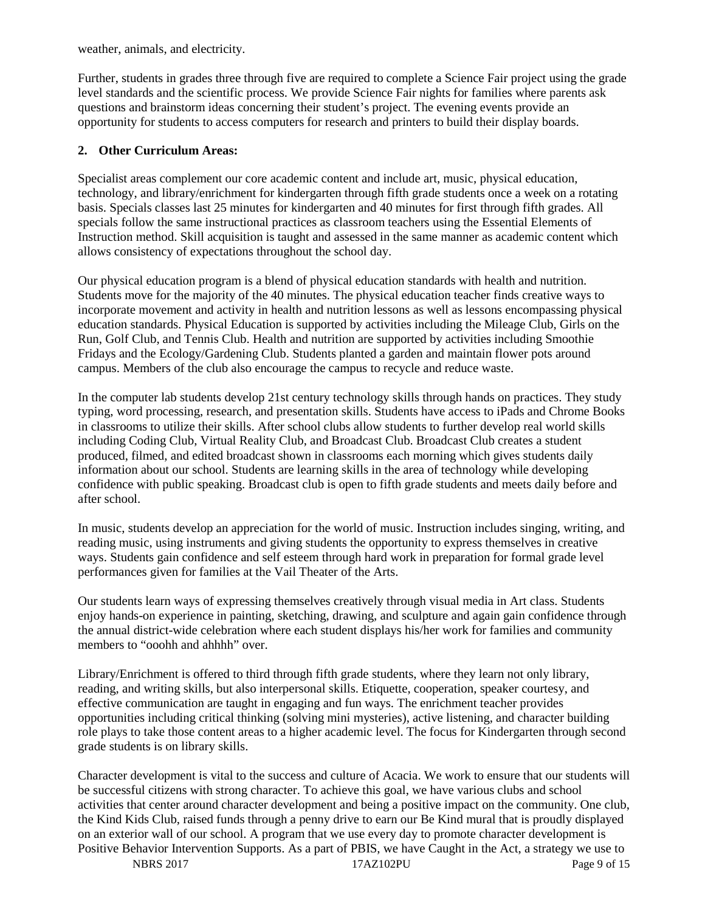weather, animals, and electricity.

Further, students in grades three through five are required to complete a Science Fair project using the grade level standards and the scientific process. We provide Science Fair nights for families where parents ask questions and brainstorm ideas concerning their student's project. The evening events provide an opportunity for students to access computers for research and printers to build their display boards.

**2. Other Curriculum Areas:**

Specialist areas complement our core academic content and include art, music, physical education, technology, and library/enrichment for kindergarten through fifth grade students once a week on a rotating basis. Specials classes last 25 minutes for kindergarten and 40 minutes for first through fifth grades. All specials follow the same instructional practices as classroom teachers using the Essential Elements of Instruction method. Skill acquisition is taught and assessed in the same manner as academic content which allows consistency of expectations throughout the school day.

Our physical education program is a blend of physical education standards with health and nutrition. Students move for the majority of the 40 minutes. The physical education teacher finds creative ways to incorporate movement and activity in health and nutrition lessons as well as lessons encompassing physical education standards. Physical Education is supported by activities including the Mileage Club, Girls on the Run, Golf Club, and Tennis Club. Health and nutrition are supported by activities including Smoothie Fridays and the Ecology/Gardening Club. Students planted a garden and maintain flower pots around campus. Members of the club also encourage the campus to recycle and reduce waste.

In the computer lab students develop 21st century technology skills through hands on practices. They study typing, word processing, research, and presentation skills. Students have access to iPads and Chrome Books in classrooms to utilize their skills. After school clubs allow students to further develop real world skills including Coding Club, Virtual Reality Club, and Broadcast Club. Broadcast Club creates a student produced, filmed, and edited broadcast shown in classrooms each morning which gives students daily information about our school. Students are learning skills in the area of technology while developing confidence with public speaking. Broadcast club is open to fifth grade students and meets daily before and after school.

In music, students develop an appreciation for the world of music. Instruction includes singing, writing, and reading music, using instruments and giving students the opportunity to express themselves in creative ways. Students gain confidence and self esteem through hard work in preparation for formal grade level performances given for families at the Vail Theater of the Arts.

Our students learn ways of expressing themselves creatively through visual media in Art class. Students enjoy hands-on experience in painting, sketching, drawing, and sculpture and again gain confidence through the annual district-wide celebration where each student displays his/her work for families and community members to "ooohh and ahhhh" over.

Library/Enrichment is offered to third through fifth grade students, where they learn not only library, reading, and writing skills, but also interpersonal skills. Etiquette, cooperation, speaker courtesy, and effective communication are taught in engaging and fun ways. The enrichment teacher provides opportunities including critical thinking (solving mini mysteries), active listening, and character building role plays to take those content areas to a higher academic level. The focus for Kindergarten through second grade students is on library skills.

Character development is vital to the success and culture of Acacia. We work to ensure that our students will be successful citizens with strong character. To achieve this goal, we have various clubs and school activities that center around character development and being a positive impact on the community. One club, the Kind Kids Club, raised funds through a penny drive to earn our Be Kind mural that is proudly displayed on an exterior wall of our school. A program that we use every day to promote character development is Positive Behavior Intervention Supports. As a part of PBIS, we have Caught in the Act, a strategy we use to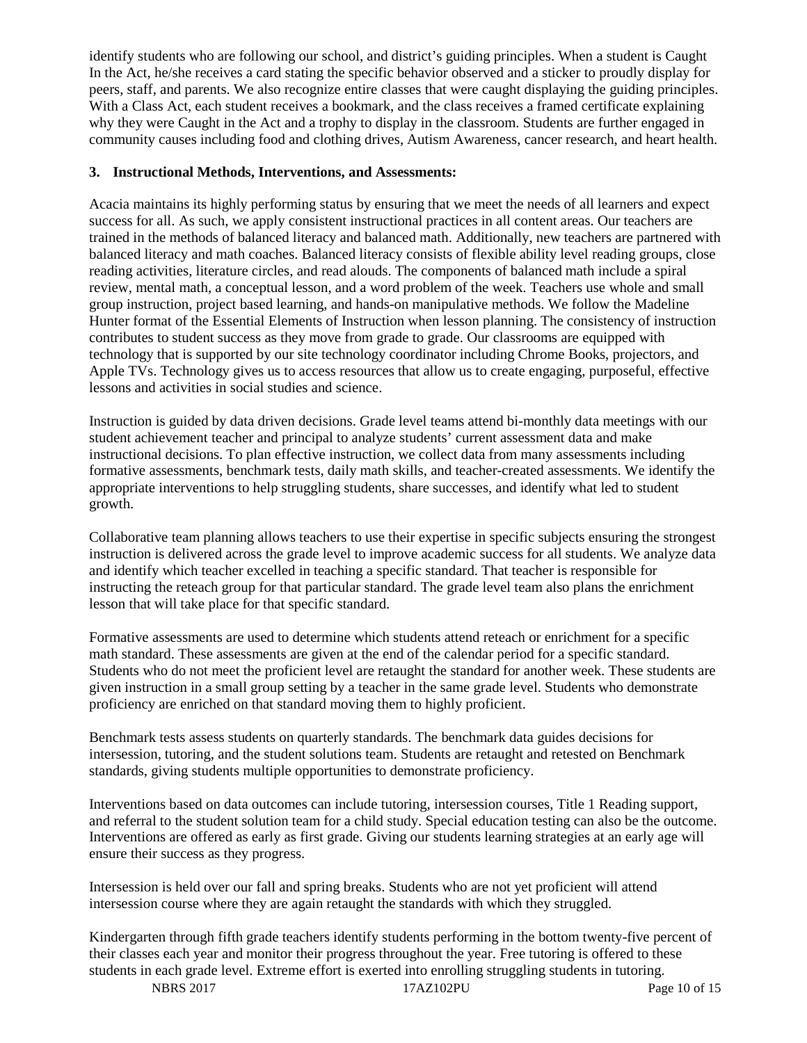identify students who are following our school, and district's guiding principles. When a student is Caught In the Act, he/she receives a card stating the specific behavior observed and a sticker to proudly display for peers, staff, and parents. We also recognize entire classes that were caught displaying the guiding principles. With a Class Act, each student receives a bookmark, and the class receives a framed certificate explaining why they were Caught in the Act and a trophy to display in the classroom. Students are further engaged in community causes including food and clothing drives, Autism Awareness, cancer research, and heart health.

**3. Instructional Methods, Interventions, and Assessments:**

Acacia maintains its highly performing status by ensuring that we meet the needs of all learners and expect success for all. As such, we apply consistent instructional practices in all content areas. Our teachers are trained in the methods of balanced literacy and balanced math. Additionally, new teachers are partnered with balanced literacy and math coaches. Balanced literacy consists of flexible ability level reading groups, close reading activities, literature circles, and read alouds. The components of balanced math include a spiral review, mental math, a conceptual lesson, and a word problem of the week. Teachers use whole and small group instruction, project based learning, and hands-on manipulative methods. We follow the Madeline Hunter format of the Essential Elements of Instruction when lesson planning. The consistency of instruction contributes to student success as they move from grade to grade. Our classrooms are equipped with technology that is supported by our site technology coordinator including Chrome Books, projectors, and Apple TVs. Technology gives us to access resources that allow us to create engaging, purposeful, effective lessons and activities in social studies and science.

Instruction is guided by data driven decisions. Grade level teams attend bi-monthly data meetings with our student achievement teacher and principal to analyze students' current assessment data and make instructional decisions. To plan effective instruction, we collect data from many assessments including formative assessments, benchmark tests, daily math skills, and teacher-created assessments. We identify the appropriate interventions to help struggling students, share successes, and identify what led to student growth.

Collaborative team planning allows teachers to use their expertise in specific subjects ensuring the strongest instruction is delivered across the grade level to improve academic success for all students. We analyze data and identify which teacher excelled in teaching a specific standard. That teacher is responsible for instructing the reteach group for that particular standard. The grade level team also plans the enrichment lesson that will take place for that specific standard.

Formative assessments are used to determine which students attend reteach or enrichment for a specific math standard. These assessments are given at the end of the calendar period for a specific standard. Students who do not meet the proficient level are retaught the standard for another week. These students are given instruction in a small group setting by a teacher in the same grade level. Students who demonstrate proficiency are enriched on that standard moving them to highly proficient.

Benchmark tests assess students on quarterly standards. The benchmark data guides decisions for intersession, tutoring, and the student solutions team. Students are retaught and retested on Benchmark standards, giving students multiple opportunities to demonstrate proficiency.

Interventions based on data outcomes can include tutoring, intersession courses, Title 1 Reading support, and referral to the student solution team for a child study. Special education testing can also be the outcome. Interventions are offered as early as first grade. Giving our students learning strategies at an early age will ensure their success as they progress.

Intersession is held over our fall and spring breaks. Students who are not yet proficient will attend intersession course where they are again retaught the standards with which they struggled.

Kindergarten through fifth grade teachers identify students performing in the bottom twenty-five percent of their classes each year and monitor their progress throughout the year. Free tutoring is offered to these students in each grade level. Extreme effort is exerted into enrolling struggling students in tutoring.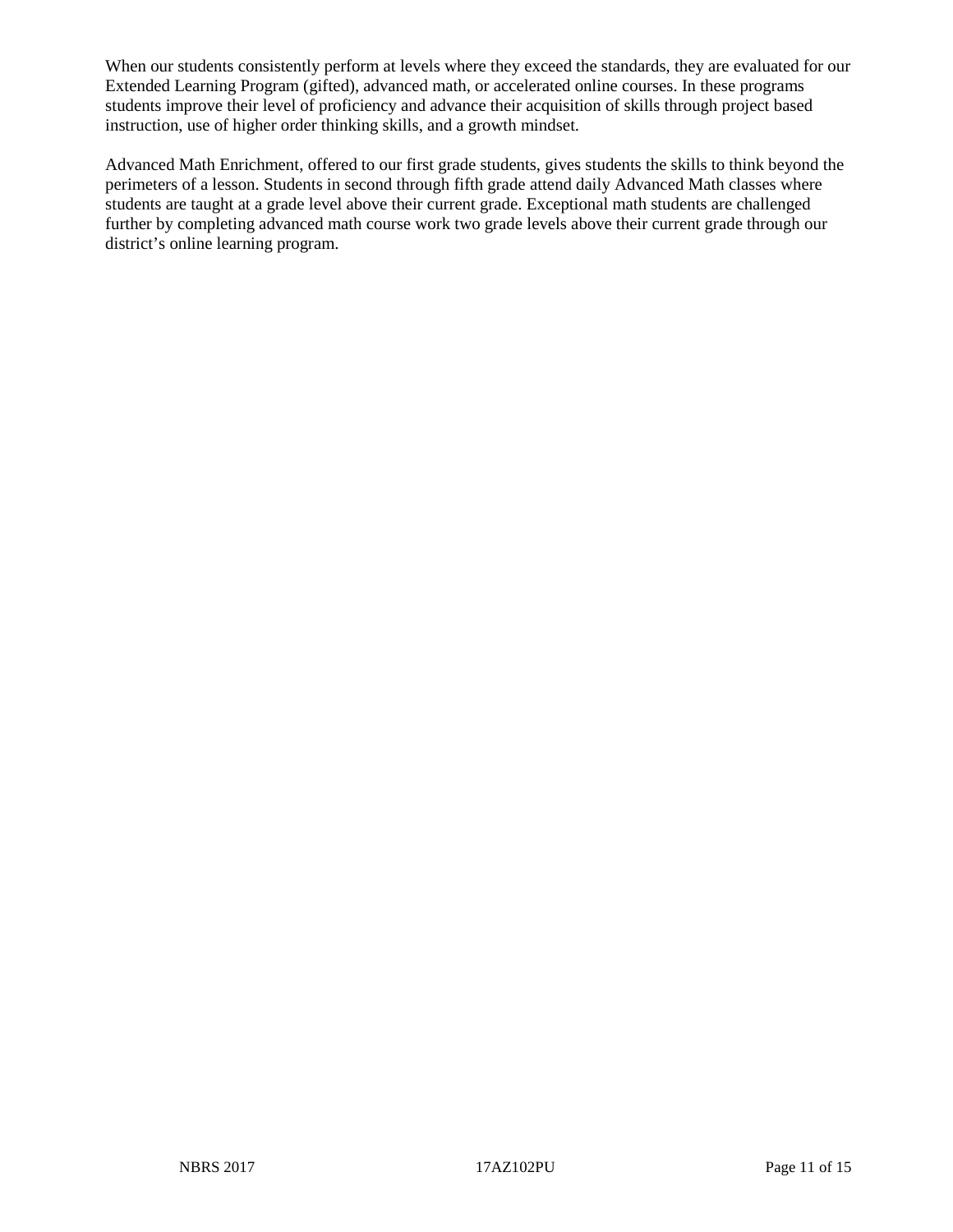When our students consistently perform at levels where they exceed the standards, they are evaluated for our Extended Learning Program (gifted), advanced math, or accelerated online courses. In these programs students improve their level of proficiency and advance their acquisition of skills through project based instruction, use of higher order thinking skills, and a growth mindset.

Advanced Math Enrichment, offered to our first grade students, gives students the skills to think beyond the perimeters of a lesson. Students in second through fifth grade attend daily Advanced Math classes where students are taught at a grade level above their current grade. Exceptional math students are challenged further by completing advanced math course work two grade levels above their current grade through our district's online learning program.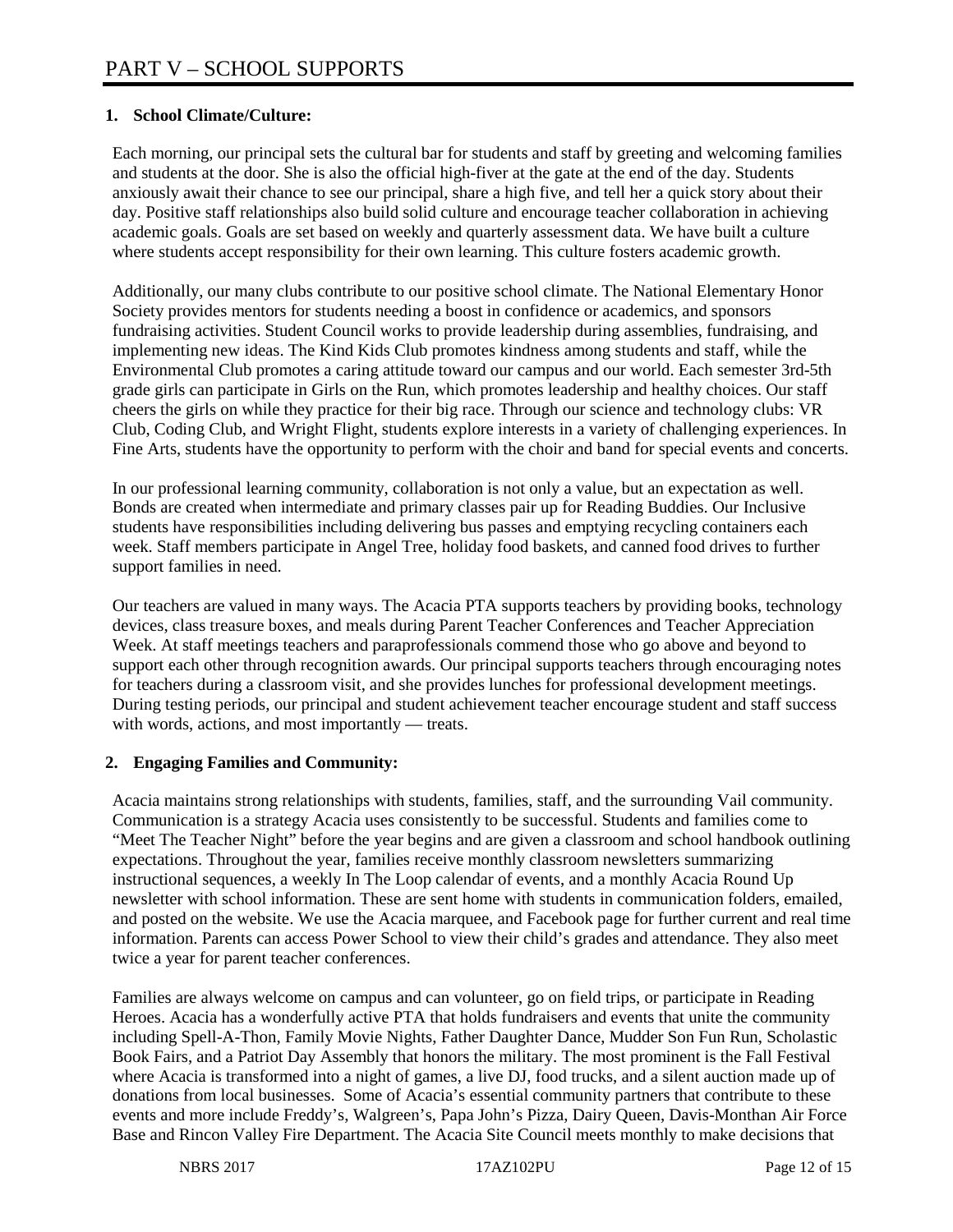# PART V – SCHOOL SUPPORTS

## 1. School Climate/Culture:

Each morning, our principal sets the cultural bar for students and staff by greeting and welcoming families and students at the door. She is also the official high-fiver at the gate at the end of the day. Students anxiously await their chance to see our principal, share a high five, and tell her a quick story about their day. Positive staff relationships also build solid culture and encourage teacher collaboration in achieving academic goals. Goals are set based on weekly and quarterly assessment data. We have built a culture where students accept responsibility for their own learning. This culture fosters academic growth.

Additionally, our many clubs contribute to our positive school climate. The National Elementary Honor Society provides mentors for students needing a boost in confidence or academics, and sponsors fundraising activities. Student Council works to provide leadership during assemblies, fundraising, and implementing new ideas. The Kind Kids Club promotes kindness among students and staff, while the Environmental Club promotes a caring attitude toward our campus and our world. Each semester 3rd-5th grade girls can participate in Girls on the Run, which promotes leadership and healthy choices. Our staff cheers the girls on while they practice for their big race. Through our science and technology clubs: VR Club, Coding Club, and Wright Flight, students explore interests in a variety of challenging experiences. In Fine Arts, students have the opportunity to perform with the choir and band for special events and concerts.

In our professional learning community, collaboration is not only a value, but an expectation as well. Bonds are created when intermediate and primary classes pair up for Reading Buddies. Our Inclusive students have responsibilities including delivering bus passes and emptying recycling containers each week. Staff members participate in Angel Tree, holiday food baskets, and canned food drives to further support families in need.

Our teachers are valued in many ways. The Acacia PTA supports teachers by providing books, technology devices, class treasure boxes, and meals during Parent Teacher Conferences and Teacher Appreciation Week. At staff meetings teachers and paraprofessionals commend those who go above and beyond to support each other through recognition awards. Our principal supports teachers through encouraging notes for teachers during a classroom visit, and she provides lunches for professional development meetings. During testing periods, our principal and student achievement teacher encourage student and staff success with words, actions, and most importantly — treats.

## 2. Engaging Families and Community:

Acacia maintains strong relationships with students, families, staff, and the surrounding Vail community. Communication is a strategy Acacia uses consistently to be successful. Students and families come to "Meet The Teacher Night" before the year begins and are given a classroom and school handbook outlining expectations. Throughout the year, families receive monthly classroom newsletters summarizing instructional sequences, a weekly In The Loop calendar of events, and a monthly Acacia Round Up newsletter with school information. These are sent home with students in communication folders, emailed, and posted on the website. We use the Acacia marquee, and Facebook page for further current and real time information. Parents can access Power School to view their child's grades and attendance. They also meet twice a year for parent teacher conferences.

Families are always welcome on campus and can volunteer, go on field trips, or participate in Reading Heroes. Acacia has a wonderfully active PTA that holds fundraisers and events that unite the community including Spell-A-Thon, Family Movie Nights, Father Daughter Dance, Mudder Son Fun Run, Scholastic Book Fairs, and a Patriot Day Assembly that honors the military. The most prominent is the Fall Festival where Acacia is transformed into a night of games, a live DJ, food trucks, and a silent auction made up of donations from local businesses. Some of Acacia's essential community partners that contribute to these events and more include Freddy's, Walgreen's, Papa John's Pizza, Dairy Queen, Davis-Monthan Air Force Base and Rincon Valley Fire Department. The Acacia Site Council meets monthly to make decisions that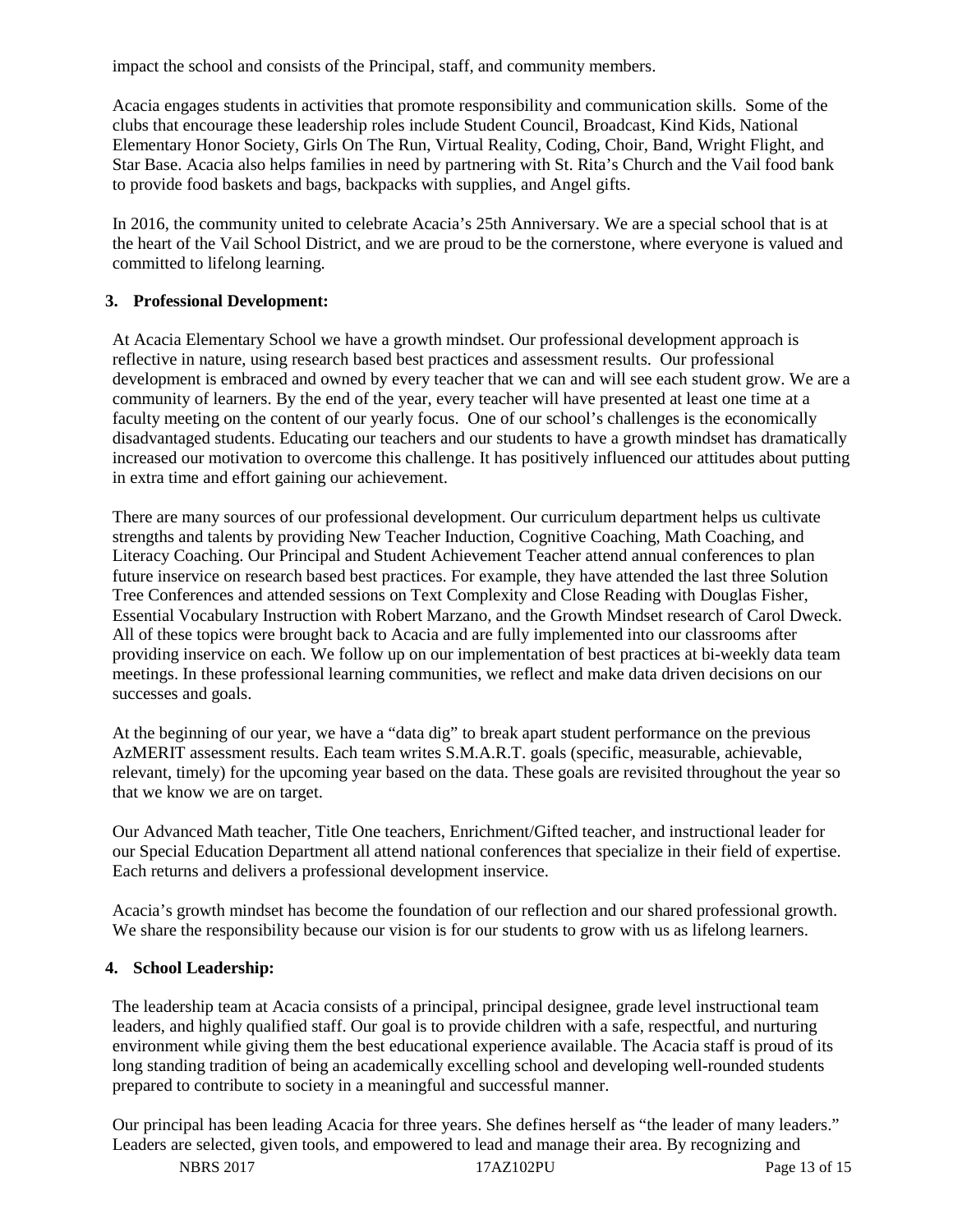impact the school and consists of the Principal, staff, and community members.

Acacia engages students in activities that promote responsibility and communication skills. Some of the clubs that encourage these leadership roles include Student Council, Broadcast, Kind Kids, National Elementary Honor Society, Girls On The Run, Virtual Reality, Coding, Choir, Band, Wright Flight, and Star Base. Acacia also helps families in need by partnering with St. Rita's Church and the Vail food bank to provide food baskets and bags, backpacks with supplies, and Angel gifts.

In 2016, the community united to celebrate Acacia's 25th Anniversary. We are a special school that is at the heart of the Vail School District, and we are proud to be the cornerstone, where everyone is valued and committed to lifelong learning.

**3. Professional Development:**

At Acacia Elementary School we have a growth mindset. Our professional development approach is reflective in nature, using research based best practices and assessment results. Our professional development is embraced and owned by every teacher that we can and will see each student grow. We are a community of learners. By the end of the year, every teacher will have presented at least one time at a faculty meeting on the content of our yearly focus. One of our school's challenges is the economically disadvantaged students. Educating our teachers and our students to have a growth mindset has dramatically increased our motivation to overcome this challenge. It has positively influenced our attitudes about putting in extra time and effort gaining our achievement.

There are many sources of our professional development. Our curriculum department helps us cultivate strengths and talents by providing New Teacher Induction, Cognitive Coaching, Math Coaching, and Literacy Coaching. Our Principal and Student Achievement Teacher attend annual conferences to plan future inservice on research based best practices. For example, they have attended the last three Solution Tree Conferences and attended sessions on Text Complexity and Close Reading with Douglas Fisher, Essential Vocabulary Instruction with Robert Marzano, and the Growth Mindset research of Carol Dweck. All of these topics were brought back to Acacia and are fully implemented into our classrooms after providing inservice on each. We follow up on our implementation of best practices at bi-weekly data team meetings. In these professional learning communities, we reflect and make data driven decisions on our successes and goals.

At the beginning of our year, we have a "data dig" to break apart student performance on the previous AzMERIT assessment results. Each team writes S.M.A.R.T. goals (specific, measurable, achievable, relevant, timely) for the upcoming year based on the data. These goals are revisited throughout the year so that we know we are on target.

Our Advanced Math teacher, Title One teachers, Enrichment/Gifted teacher, and instructional leader for our Special Education Department all attend national conferences that specialize in their field of expertise. Each returns and delivers a professional development inservice.

Acacia's growth mindset has become the foundation of our reflection and our shared professional growth. We share the responsibility because our vision is for our students to grow with us as lifelong learners.

**4. School Leadership:**

The leadership team at Acacia consists of a principal, principal designee, grade level instructional team leaders, and highly qualified staff. Our goal is to provide children with a safe, respectful, and nurturing environment while giving them the best educational experience available. The Acacia staff is proud of its long standing tradition of being an academically excelling school and developing well-rounded students prepared to contribute to society in a meaningful and successful manner.

Our principal has been leading Acacia for three years. She defines herself as "the leader of many leaders." Leaders are selected, given tools, and empowered to lead and manage their area. By recognizing and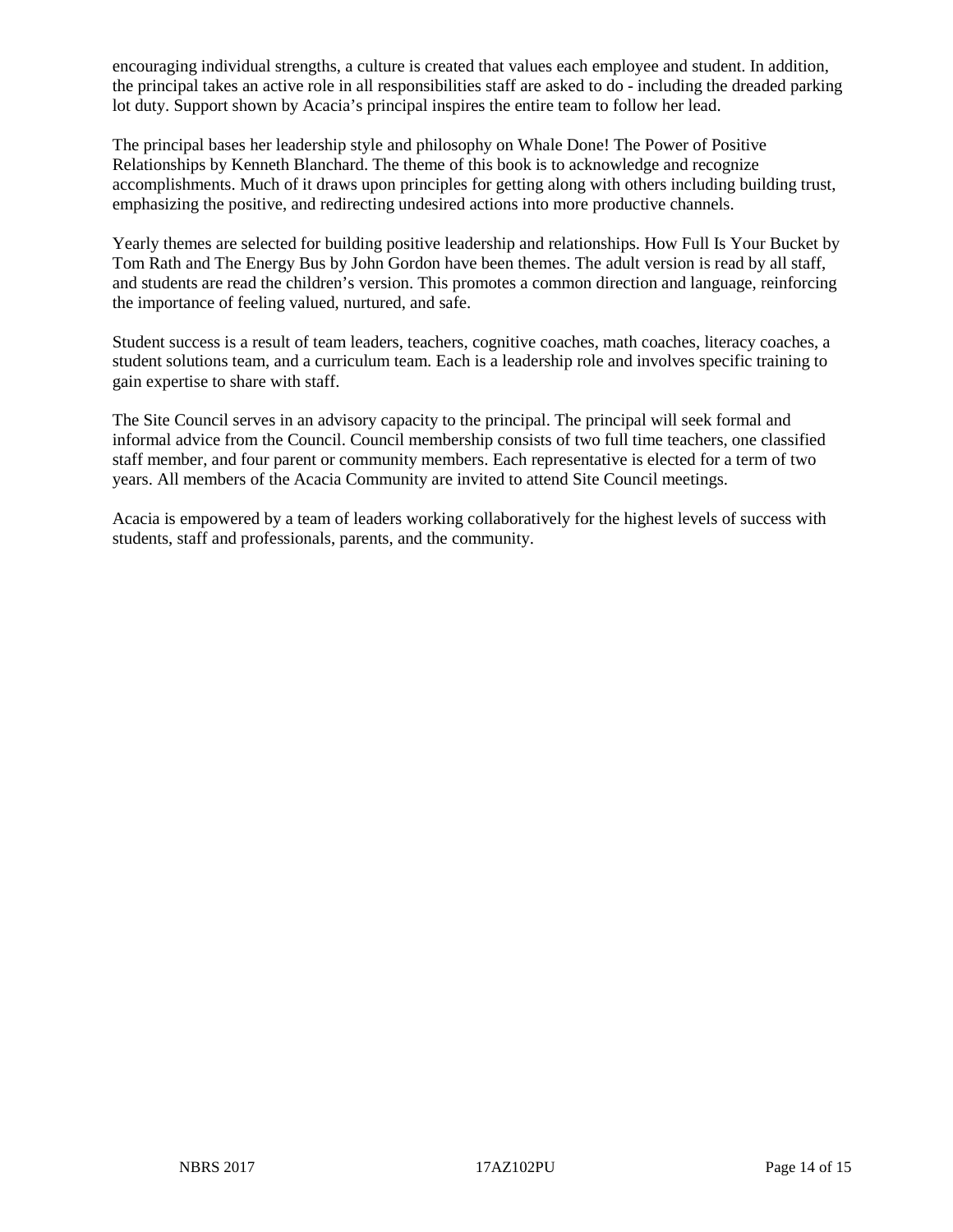encouraging individual strengths, a culture is created that values each employee and student. In addition, the principal takes an active role in all responsibilities staff are asked to do - including the dreaded parking lot duty. Support shown by Acacia's principal inspires the entire team to follow her lead.

The principal bases her leadership style and philosophy on Whale Done! The Power of Positive Relationships by Kenneth Blanchard. The theme of this book is to acknowledge and recognize accomplishments. Much of it draws upon principles for getting along with others including building trust, emphasizing the positive, and redirecting undesired actions into more productive channels.

Yearly themes are selected for building positive leadership and relationships. How Full Is Your Bucket by Tom Rath and The Energy Bus by John Gordon have been themes. The adult version is read by all staff, and students are read the children's version. This promotes a common direction and language, reinforcing the importance of feeling valued, nurtured, and safe.

Student success is a result of team leaders, teachers, cognitive coaches, math coaches, literacy coaches, a student solutions team, and a curriculum team. Each is a leadership role and involves specific training to gain expertise to share with staff.

The Site Council serves in an advisory capacity to the principal. The principal will seek formal and informal advice from the Council. Council membership consists of two full time teachers, one classified staff member, and four parent or community members. Each representative is elected for a term of two years. All members of the Acacia Community are invited to attend Site Council meetings.

Acacia is empowered by a team of leaders working collaboratively for the highest levels of success with students, staff and professionals, parents, and the community.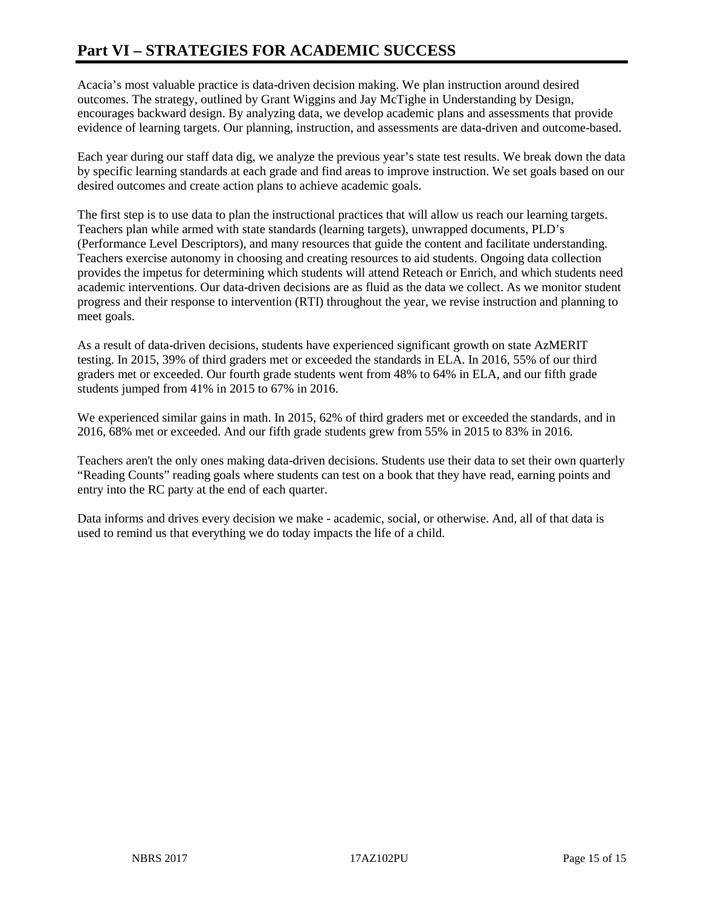# Part VI – STRATEGIES FOR ACADEMIC SUCCESS

Acacia's most valuable practice is data-driven decision making. We plan instruction around desired outcomes. The strategy, outlined by Grant Wiggins and Jay McTighe in Understanding by Design, encourages backward design. By analyzing data, we develop academic plans and assessments that provide evidence of learning targets. Our planning, instruction, and assessments are data-driven and outcome-based.

Each year during our staff data dig, we analyze the previous year's state test results. We break down the data by specific learning standards at each grade and find areas to improve instruction. We set goals based on our desired outcomes and create action plans to achieve academic goals.

The first step is to use data to plan the instructional practices that will allow us reach our learning targets. Teachers plan while armed with state standards (learning targets), unwrapped documents, PLD's (Performance Level Descriptors), and many resources that guide the content and facilitate understanding. Teachers exercise autonomy in choosing and creating resources to aid students. Ongoing data collection provides the impetus for determining which students will attend Reteach or Enrich, and which students need academic interventions. Our data-driven decisions are as fluid as the data we collect. As we monitor student progress and their response to intervention (RTI) throughout the year, we revise instruction and planning to meet goals.

As a result of data-driven decisions, students have experienced significant growth on state AzMERIT testing. In 2015, 39% of third graders met or exceeded the standards in ELA. In 2016, 55% of our third graders met or exceeded. Our fourth grade students went from 48% to 64% in ELA, and our fifth grade students jumped from 41% in 2015 to 67% in 2016.

We experienced similar gains in math. In 2015, 62% of third graders met or exceeded the standards, and in 2016, 68% met or exceeded. And our fifth grade students grew from 55% in 2015 to 83% in 2016.

Teachers aren't the only ones making data-driven decisions. Students use their data to set their own quarterly "Reading Counts" reading goals where students can test on a book that they have read, earning points and entry into the RC party at the end of each quarter.

Data informs and drives every decision we make - academic, social, or otherwise. And, all of that data is used to remind us that everything we do today impacts the life of a child.